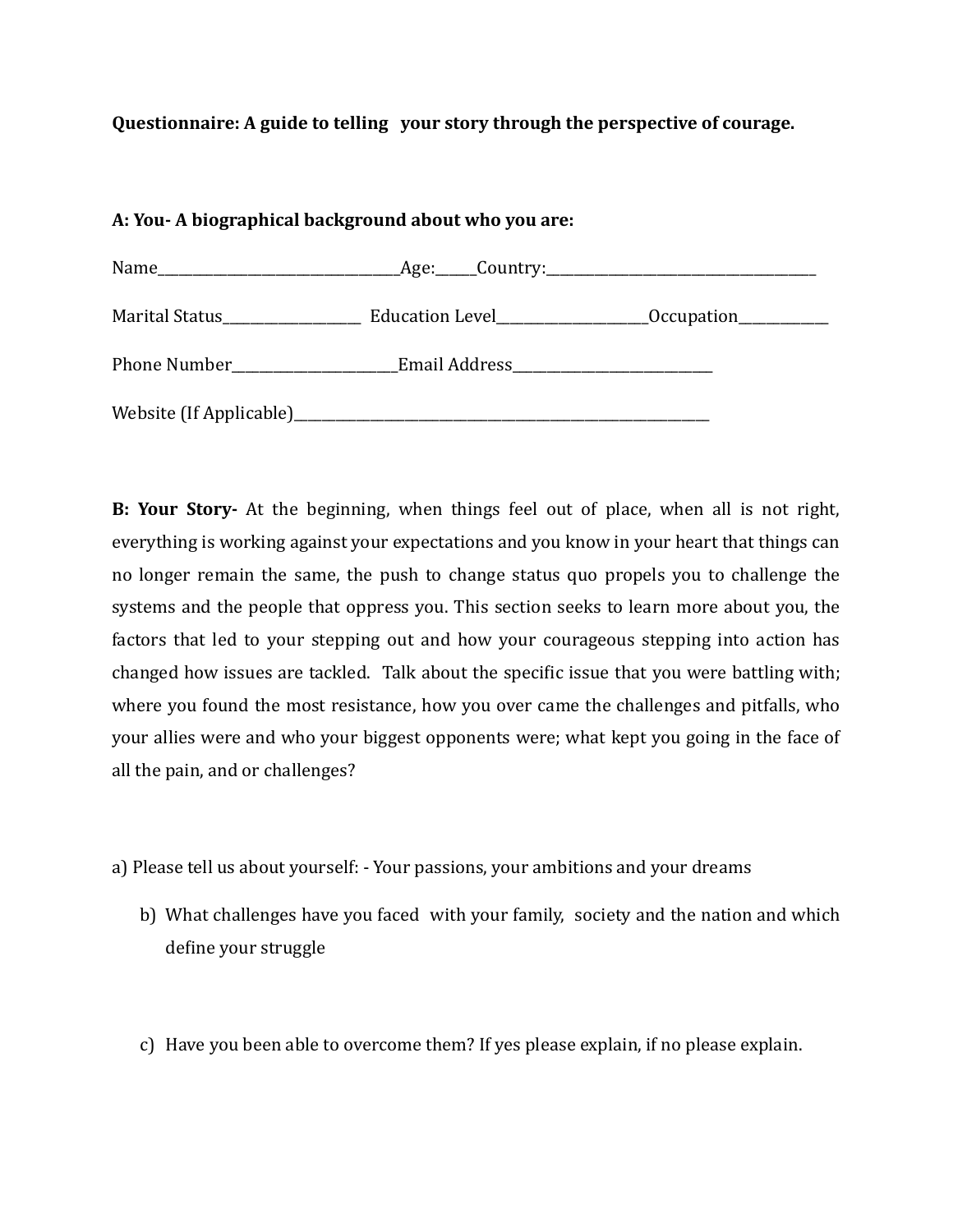**Questionnaire: A guide to telling your story through the perspective of courage.**

**A: You- A biographical background about who you are:**

Name___________________________________Age:______Country:________________________________________

Marital Status____________________ Education Level______________________Occupation_____________

Phone Number________________________Email Address_____________________________

Website (If Applicable)_______________________________________________________________

**B: Your Story-** At the beginning, when things feel out of place, when all is not right, everything is working against your expectations and you know in your heart that things can no longer remain the same, the push to change status quo propels you to challenge the systems and the people that oppress you. This section seeks to learn more about you, the factors that led to your stepping out and how your courageous stepping into action has changed how issues are tackled. Talk about the specific issue that you were battling with; where you found the most resistance, how you over came the challenges and pitfalls, who your allies were and who your biggest opponents were; what kept you going in the face of all the pain, and or challenges?

a) Please tell us about yourself: - Your passions, your ambitions and your dreams

b) What challenges have you faced with your family, society and the nation and which define your struggle

c) Have you been able to overcome them? If yes please explain, if no please explain.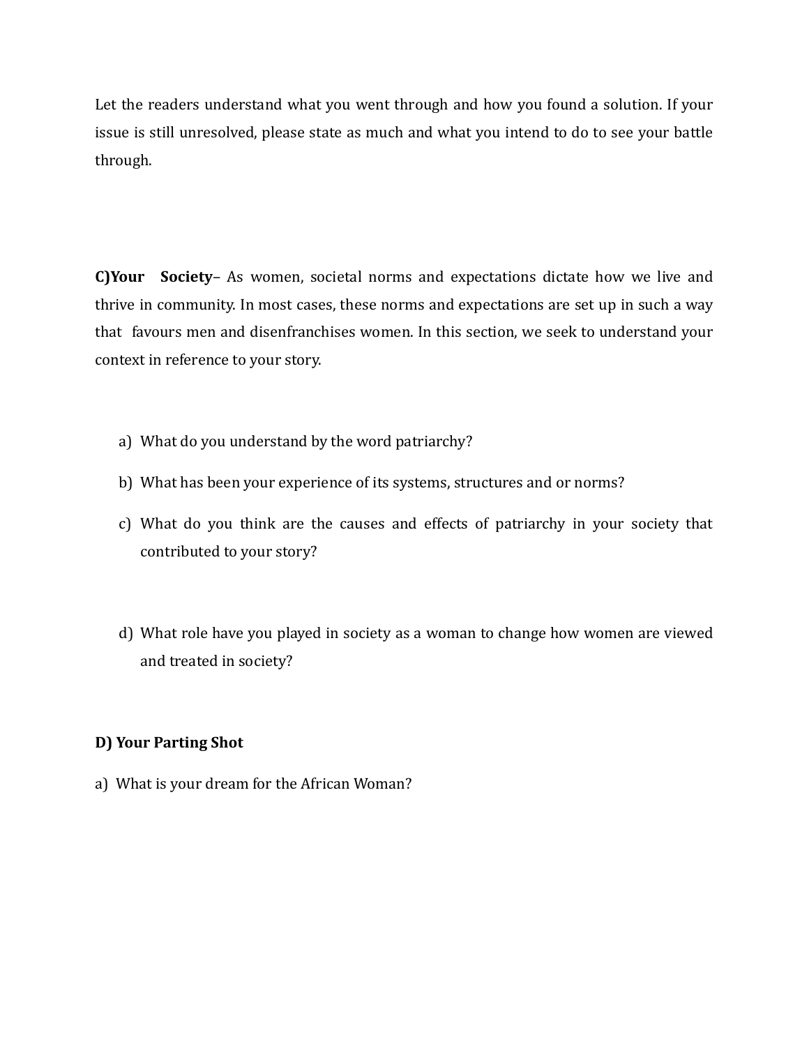Let the readers understand what you went through and how you found a solution. If your issue is still unresolved, please state as much and what you intend to do to see your battle through.

**C)Your Society**– As women, societal norms and expectations dictate how we live and thrive in community. In most cases, these norms and expectations are set up in such a way that favours men and disenfranchises women. In this section, we seek to understand your context in reference to your story.

a) What do you understand by the word patriarchy?

b) What has been your experience of its systems, structures and or norms?

c) What do you think are the causes and effects of patriarchy in your society that contributed to your story?

d) What role have you played in society as a woman to change how women are viewed and treated in society?

**D) Your Parting Shot**

a) What is your dream for the African Woman?